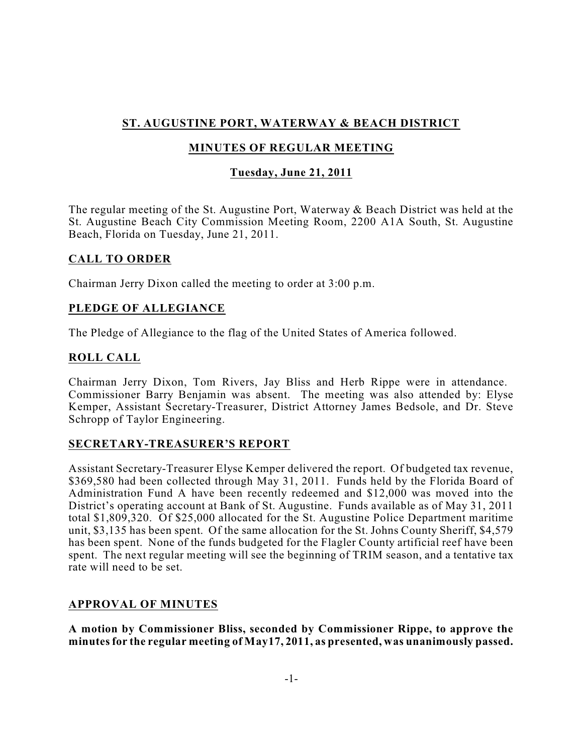# ST. AUGUSTINE PORT, WATERWAY & BEACH DISTRICT

## MINUTES OF REGULAR MEETING

### Tuesday, June 21, 2011

The regular meeting of the St. Augustine Port, Waterway & Beach District was held at the St. Augustine Beach City Commission Meeting Room, 2200 A1A South, St. Augustine Beach, Florida on Tuesday, June 21, 2011.

## CALL TO ORDER

Chairman Jerry Dixon called the meeting to order at 3:00 p.m.

## PLEDGE OF ALLEGIANCE

The Pledge of Allegiance to the flag of the United States of America followed.

## ROLL CALL

Chairman Jerry Dixon, Tom Rivers, Jay Bliss and Herb Rippe were in attendance. Commissioner Barry Benjamin was absent. The meeting was also attended by: Elyse Kemper, Assistant Secretary-Treasurer, District Attorney James Bedsole, and Dr. Steve Schropp of Taylor Engineering.

## SECRETARY-TREASURER'S REPORT

Assistant Secretary-Treasurer Elyse Kemper delivered the report. Of budgeted tax revenue, $369,580 had been collected through May 31, 2011. Funds held by the Florida Board of Administration Fund A have been recently redeemed and $12,000 was moved into the District's operating account at Bank of St. Augustine. Funds available as of May 31, 2011 total $1,809,320. Of $25,000 allocated for the St. Augustine Police Department maritime unit, $3,135 has been spent. Of the same allocation for the St. Johns County Sheriff, $4,579 has been spent. None of the funds budgeted for the Flagler County artificial reef have been spent. The next regular meeting will see the beginning of TRIM season, and a tentative tax rate will need to be set.

## APPROVAL OF MINUTES

**A motion by Commissioner Bliss, seconded by Commissioner Rippe, to approve the minutes for the regular meeting of May17, 2011, as presented, was unanimously passed.**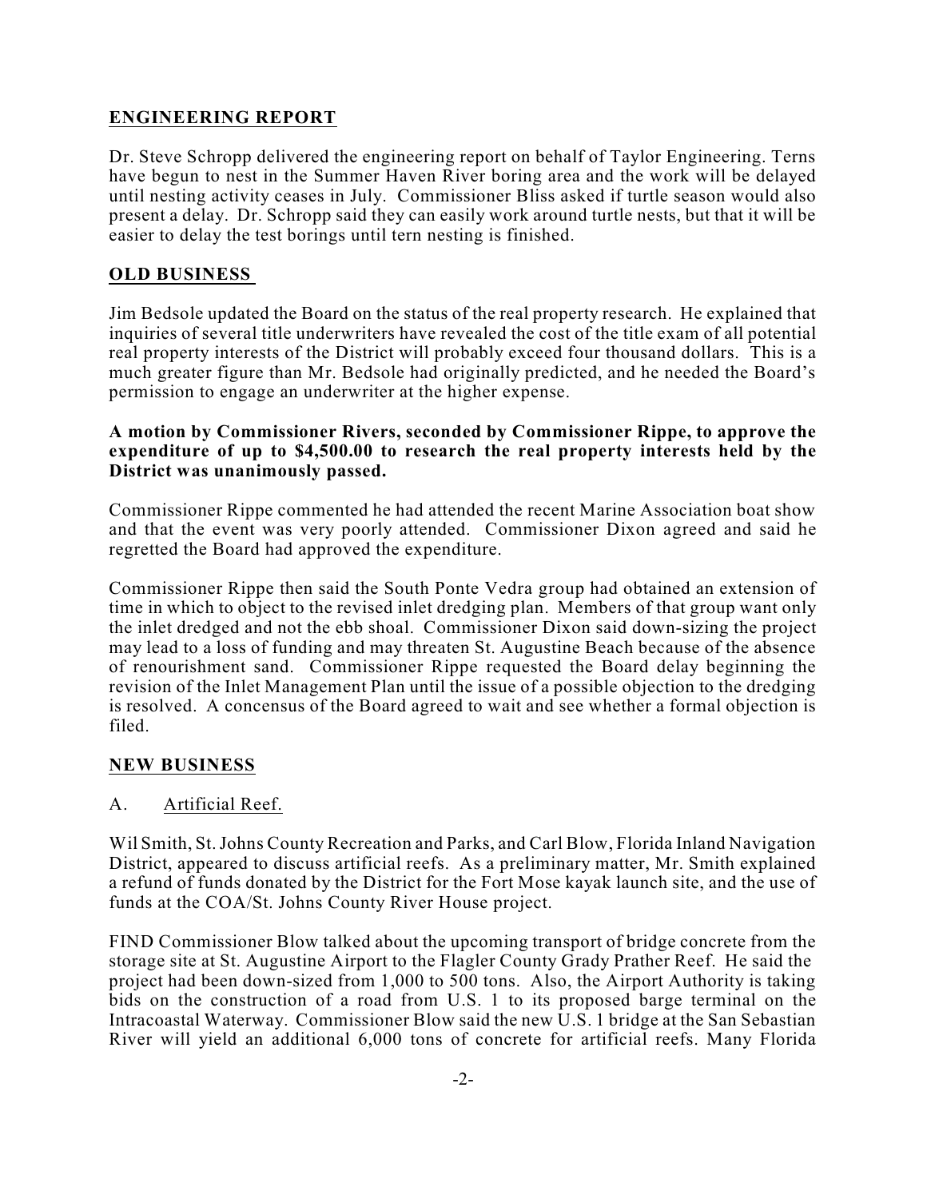## ENGINEERING REPORT

Dr. Steve Schropp delivered the engineering report on behalf of Taylor Engineering. Terns have begun to nest in the Summer Haven River boring area and the work will be delayed until nesting activity ceases in July. Commissioner Bliss asked if turtle season would also present a delay. Dr. Schropp said they can easily work around turtle nests, but that it will be easier to delay the test borings until tern nesting is finished.

## OLD BUSINESS

Jim Bedsole updated the Board on the status of the real property research. He explained that inquiries of several title underwriters have revealed the cost of the title exam of all potential real property interests of the District will probably exceed four thousand dollars. This is a much greater figure than Mr. Bedsole had originally predicted, and he needed the Board's permission to engage an underwriter at the higher expense.

**A motion by Commissioner Rivers, seconded by Commissioner Rippe, to approve the expenditure of up to $4,500.00 to research the real property interests held by the District was unanimously passed.**

Commissioner Rippe commented he had attended the recent Marine Association boat show and that the event was very poorly attended. Commissioner Dixon agreed and said he regretted the Board had approved the expenditure.

Commissioner Rippe then said the South Ponte Vedra group had obtained an extension of time in which to object to the revised inlet dredging plan. Members of that group want only the inlet dredged and not the ebb shoal. Commissioner Dixon said down-sizing the project may lead to a loss of funding and may threaten St. Augustine Beach because of the absence of renourishment sand. Commissioner Rippe requested the Board delay beginning the revision of the Inlet Management Plan until the issue of a possible objection to the dredging is resolved. A concensus of the Board agreed to wait and see whether a formal objection is filed.

## NEW BUSINESS

A. Artificial Reef.

Wil Smith, St. Johns County Recreation and Parks, and Carl Blow, Florida Inland Navigation District, appeared to discuss artificial reefs. As a preliminary matter, Mr. Smith explained a refund of funds donated by the District for the Fort Mose kayak launch site, and the use of funds at the COA/St. Johns County River House project.

FIND Commissioner Blow talked about the upcoming transport of bridge concrete from the storage site at St. Augustine Airport to the Flagler County Grady Prather Reef. He said the project had been down-sized from 1,000 to 500 tons. Also, the Airport Authority is taking bids on the construction of a road from U.S. 1 to its proposed barge terminal on the Intracoastal Waterway. Commissioner Blow said the new U.S. 1 bridge at the San Sebastian River will yield an additional 6,000 tons of concrete for artificial reefs. Many Florida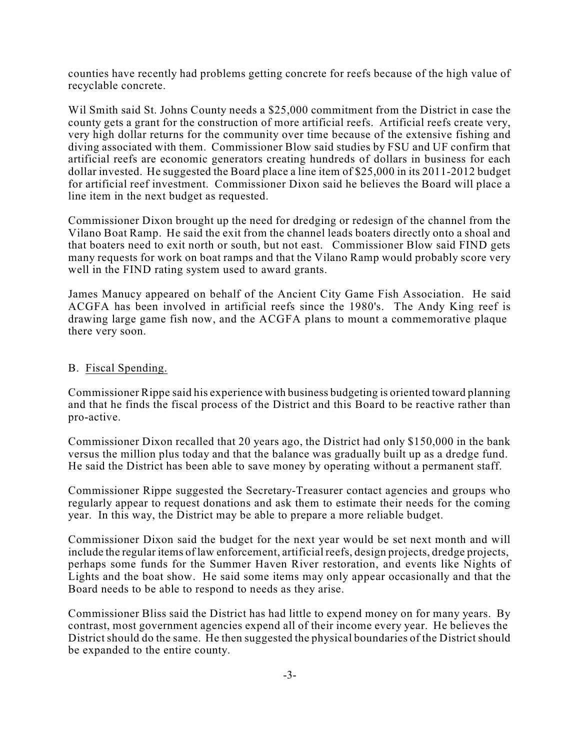counties have recently had problems getting concrete for reefs because of the high value of recyclable concrete.

Wil Smith said St. Johns County needs a $25,000 commitment from the District in case the county gets a grant for the construction of more artificial reefs. Artificial reefs create very, very high dollar returns for the community over time because of the extensive fishing and diving associated with them. Commissioner Blow said studies by FSU and UF confirm that artificial reefs are economic generators creating hundreds of dollars in business for each dollar invested. He suggested the Board place a line item of $25,000 in its 2011-2012 budget for artificial reef investment. Commissioner Dixon said he believes the Board will place a line item in the next budget as requested.

Commissioner Dixon brought up the need for dredging or redesign of the channel from the Vilano Boat Ramp. He said the exit from the channel leads boaters directly onto a shoal and that boaters need to exit north or south, but not east. Commissioner Blow said FIND gets many requests for work on boat ramps and that the Vilano Ramp would probably score very well in the FIND rating system used to award grants.

James Manucy appeared on behalf of the Ancient City Game Fish Association. He said ACGFA has been involved in artificial reefs since the 1980's. The Andy King reef is drawing large game fish now, and the ACGFA plans to mount a commemorative plaque there very soon.

B. <u>Fiscal Spending.</u>

Commissioner Rippe said his experience with business budgeting is oriented toward planning and that he finds the fiscal process of the District and this Board to be reactive rather than pro-active.

Commissioner Dixon recalled that 20 years ago, the District had only $150,000 in the bank versus the million plus today and that the balance was gradually built up as a dredge fund. He said the District has been able to save money by operating without a permanent staff.

Commissioner Rippe suggested the Secretary-Treasurer contact agencies and groups who regularly appear to request donations and ask them to estimate their needs for the coming year. In this way, the District may be able to prepare a more reliable budget.

Commissioner Dixon said the budget for the next year would be set next month and will include the regular items of law enforcement, artificial reefs, design projects, dredge projects, perhaps some funds for the Summer Haven River restoration, and events like Nights of Lights and the boat show. He said some items may only appear occasionally and that the Board needs to be able to respond to needs as they arise.

Commissioner Bliss said the District has had little to expend money on for many years. By contrast, most government agencies expend all of their income every year. He believes the District should do the same. He then suggested the physical boundaries of the District should be expanded to the entire county.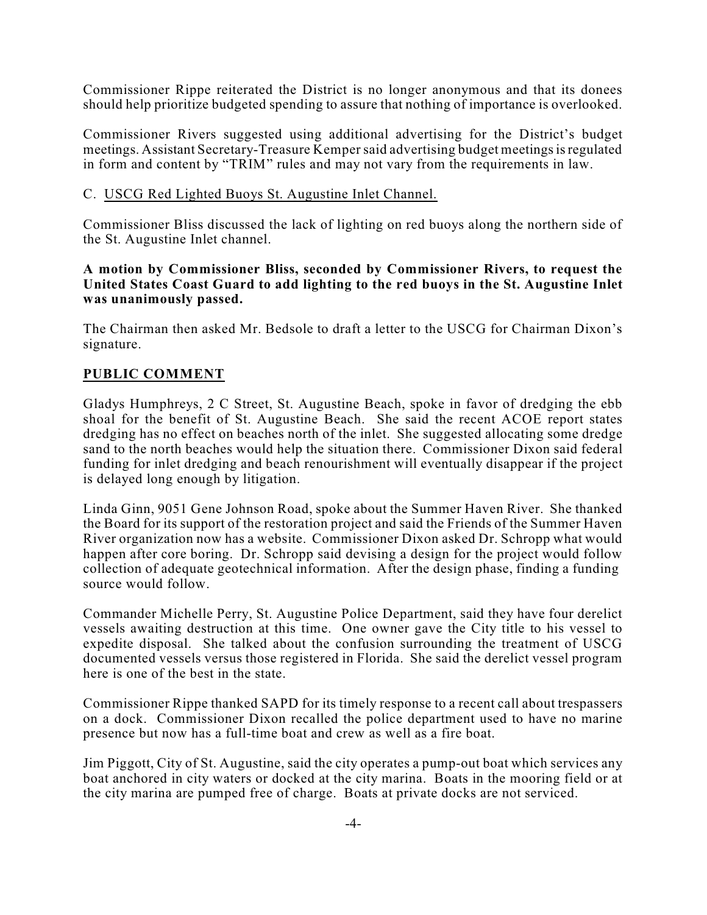Commissioner Rippe reiterated the District is no longer anonymous and that its donees should help prioritize budgeted spending to assure that nothing of importance is overlooked.

Commissioner Rivers suggested using additional advertising for the District's budget meetings. Assistant Secretary-Treasure Kemper said advertising budget meetings is regulated in form and content by "TRIM" rules and may not vary from the requirements in law.

C. USCG Red Lighted Buoys St. Augustine Inlet Channel.

Commissioner Bliss discussed the lack of lighting on red buoys along the northern side of the St. Augustine Inlet channel.

**A motion by Commissioner Bliss, seconded by Commissioner Rivers, to request the United States Coast Guard to add lighting to the red buoys in the St. Augustine Inlet was unanimously passed.**

The Chairman then asked Mr. Bedsole to draft a letter to the USCG for Chairman Dixon's signature.

## PUBLIC COMMENT

Gladys Humphreys, 2 C Street, St. Augustine Beach, spoke in favor of dredging the ebb shoal for the benefit of St. Augustine Beach. She said the recent ACOE report states dredging has no effect on beaches north of the inlet. She suggested allocating some dredge sand to the north beaches would help the situation there. Commissioner Dixon said federal funding for inlet dredging and beach renourishment will eventually disappear if the project is delayed long enough by litigation.

Linda Ginn, 9051 Gene Johnson Road, spoke about the Summer Haven River. She thanked the Board for its support of the restoration project and said the Friends of the Summer Haven River organization now has a website. Commissioner Dixon asked Dr. Schropp what would happen after core boring. Dr. Schropp said devising a design for the project would follow collection of adequate geotechnical information. After the design phase, finding a funding source would follow.

Commander Michelle Perry, St. Augustine Police Department, said they have four derelict vessels awaiting destruction at this time. One owner gave the City title to his vessel to expedite disposal. She talked about the confusion surrounding the treatment of USCG documented vessels versus those registered in Florida. She said the derelict vessel program here is one of the best in the state.

Commissioner Rippe thanked SAPD for its timely response to a recent call about trespassers on a dock. Commissioner Dixon recalled the police department used to have no marine presence but now has a full-time boat and crew as well as a fire boat.

Jim Piggott, City of St. Augustine, said the city operates a pump-out boat which services any boat anchored in city waters or docked at the city marina. Boats in the mooring field or at the city marina are pumped free of charge. Boats at private docks are not serviced.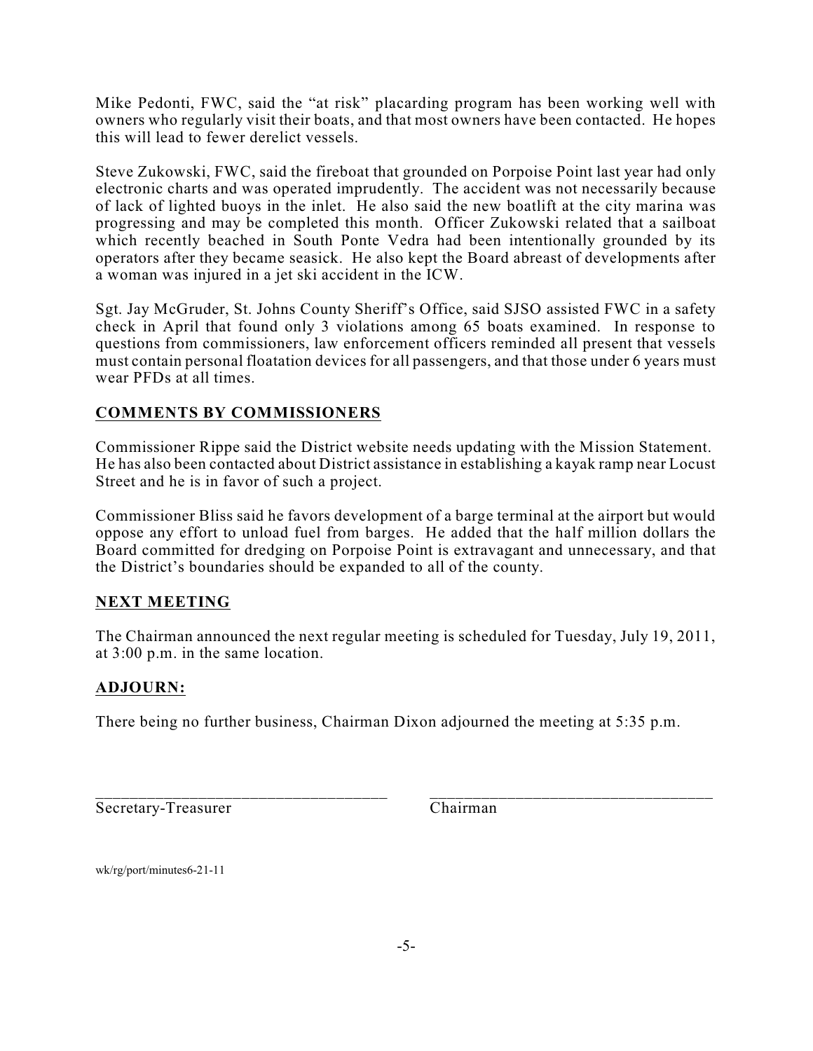Mike Pedonti, FWC, said the "at risk" placarding program has been working well with owners who regularly visit their boats, and that most owners have been contacted. He hopes this will lead to fewer derelict vessels.

Steve Zukowski, FWC, said the fireboat that grounded on Porpoise Point last year had only electronic charts and was operated imprudently. The accident was not necessarily because of lack of lighted buoys in the inlet. He also said the new boatlift at the city marina was progressing and may be completed this month. Officer Zukowski related that a sailboat which recently beached in South Ponte Vedra had been intentionally grounded by its operators after they became seasick. He also kept the Board abreast of developments after a woman was injured in a jet ski accident in the ICW.

Sgt. Jay McGruder, St. Johns County Sheriff's Office, said SJSO assisted FWC in a safety check in April that found only 3 violations among 65 boats examined. In response to questions from commissioners, law enforcement officers reminded all present that vessels must contain personal floatation devices for all passengers, and that those under 6 years must wear PFDs at all times.

## COMMENTS BY COMMISSIONERS

Commissioner Rippe said the District website needs updating with the Mission Statement. He has also been contacted about District assistance in establishing a kayak ramp near Locust Street and he is in favor of such a project.

Commissioner Bliss said he favors development of a barge terminal at the airport but would oppose any effort to unload fuel from barges. He added that the half million dollars the Board committed for dredging on Porpoise Point is extravagant and unnecessary, and that the District's boundaries should be expanded to all of the county.

## NEXT MEETING

The Chairman announced the next regular meeting is scheduled for Tuesday, July 19, 2011, at 3:00 p.m. in the same location.

## ADJOURN:

There being no further business, Chairman Dixon adjourned the meeting at 5:35 p.m.

\_\_\_\_\_\_\_\_\_\_\_\_\_\_\_\_\_\_\_\_\_\_\_\_\_\_\_\_\_\_\_\_\_\_\_\_ \_\_\_\_\_\_\_\_\_\_\_\_\_\_\_\_\_\_\_\_\_\_\_\_\_\_\_\_\_\_\_\_\_\_\_\_

Secretary-Treasurer Chairman

wk/rg/port/minutes6-21-11